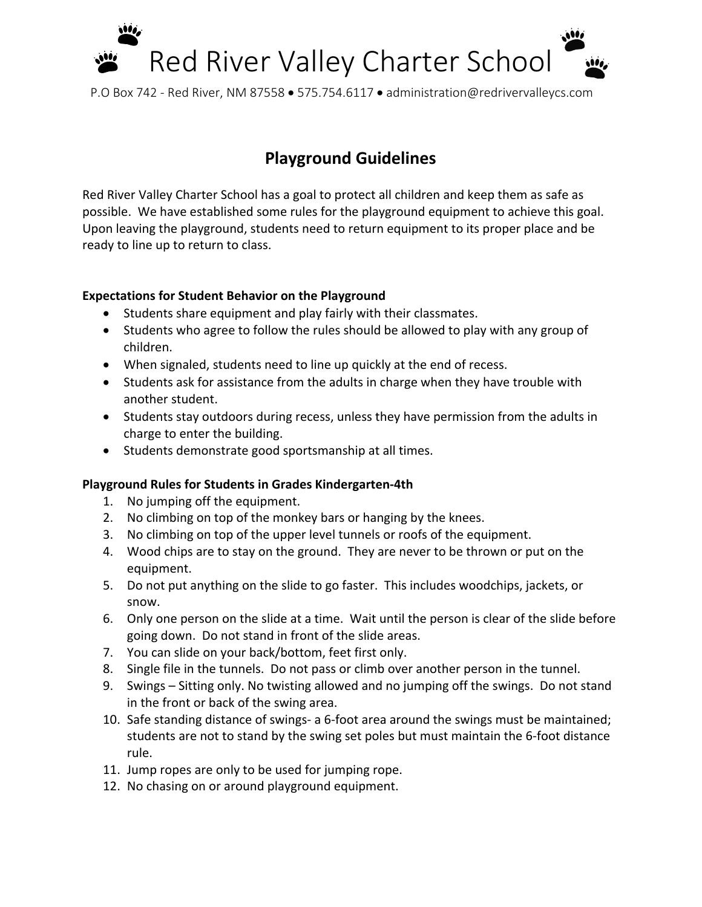# Red River Valley Charter School

P.O Box 742 - Red River, NM 87558 • 575.754.6117 • administration@redrivervalleycs.com

## Playground Guidelines

Red River Valley Charter School has a goal to protect all children and keep them as safe as possible. We have established some rules for the playground equipment to achieve this goal. Upon leaving the playground, students need to return equipment to its proper place and be ready to line up to return to class.

### Expectations for Student Behavior on the Playground

- Students share equipment and play fairly with their classmates.
- Students who agree to follow the rules should be allowed to play with any group of children.
- When signaled, students need to line up quickly at the end of recess.
- Students ask for assistance from the adults in charge when they have trouble with another student.
- Students stay outdoors during recess, unless they have permission from the adults in charge to enter the building.
- Students demonstrate good sportsmanship at all times.

### Playground Rules for Students in Grades Kindergarten-4th

1. No jumping off the equipment.
2. No climbing on top of the monkey bars or hanging by the knees.
3. No climbing on top of the upper level tunnels or roofs of the equipment.
4. Wood chips are to stay on the ground. They are never to be thrown or put on the equipment.
5. Do not put anything on the slide to go faster. This includes woodchips, jackets, or snow.
6. Only one person on the slide at a time. Wait until the person is clear of the slide before going down. Do not stand in front of the slide areas.
7. You can slide on your back/bottom, feet first only.
8. Single file in the tunnels. Do not pass or climb over another person in the tunnel.
9. Swings – Sitting only. No twisting allowed and no jumping off the swings. Do not stand in the front or back of the swing area.
10. Safe standing distance of swings- a 6-foot area around the swings must be maintained; students are not to stand by the swing set poles but must maintain the 6-foot distance rule.
11. Jump ropes are only to be used for jumping rope.
12. No chasing on or around playground equipment.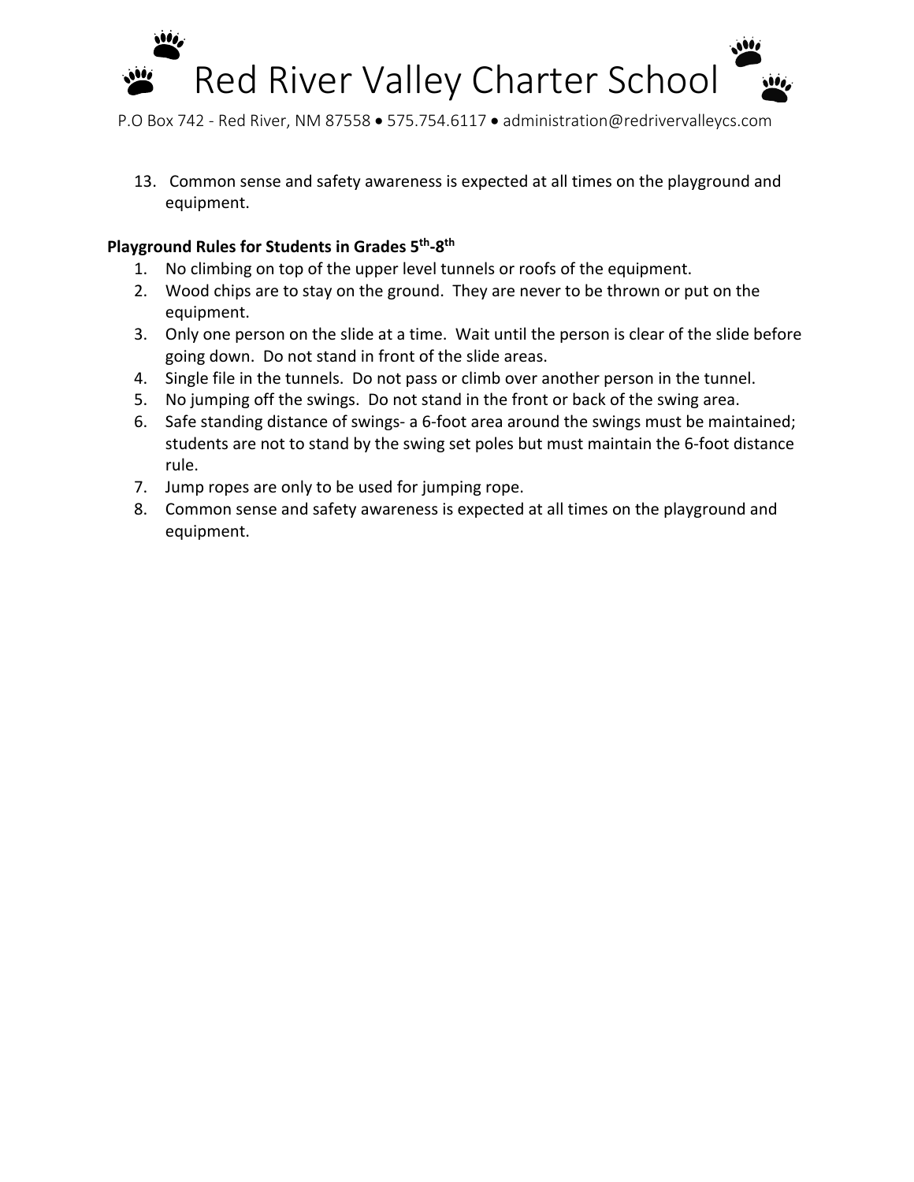13. Common sense and safety awareness is expected at all times on the playground and equipment.

**Playground Rules for Students in Grades 5th-8th**

1. No climbing on top of the upper level tunnels or roofs of the equipment.
2. Wood chips are to stay on the ground. They are never to be thrown or put on the equipment.
3. Only one person on the slide at a time. Wait until the person is clear of the slide before going down. Do not stand in front of the slide areas.
4. Single file in the tunnels. Do not pass or climb over another person in the tunnel.
5. No jumping off the swings. Do not stand in the front or back of the swing area.
6. Safe standing distance of swings- a 6-foot area around the swings must be maintained; students are not to stand by the swing set poles but must maintain the 6-foot distance rule.
7. Jump ropes are only to be used for jumping rope.
8. Common sense and safety awareness is expected at all times on the playground and equipment.